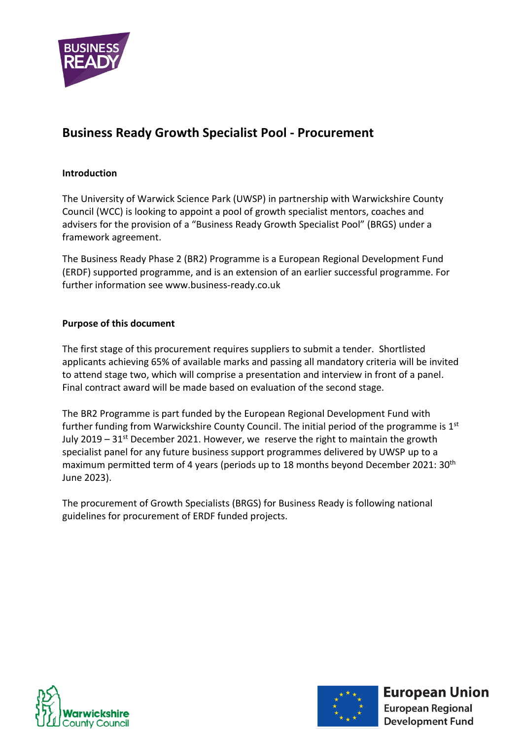# Business Ready Growth Specialist Pool - Procurement

## Introduction

The University of Warwick Science Park (UWSP) in partnership with Warwickshire County Council (WCC) is looking to appoint a pool of growth specialist mentors, coaches and advisers for the provision of a "Business Ready Growth Specialist Pool" (BRGS) under a framework agreement.

The Business Ready Phase 2 (BR2) Programme is a European Regional Development Fund (ERDF) supported programme, and is an extension of an earlier successful programme. For further information see www.business-ready.co.uk

## Purpose of this document

The first stage of this procurement requires suppliers to submit a tender. Shortlisted applicants achieving 65% of available marks and passing all mandatory criteria will be invited to attend stage two, which will comprise a presentation and interview in front of a panel. Final contract award will be made based on evaluation of the second stage.

The BR2 Programme is part funded by the European Regional Development Fund with further funding from Warwickshire County Council. The initial period of the programme is 1st July 2019 – 31st December 2021. However, we reserve the right to maintain the growth specialist panel for any future business support programmes delivered by UWSP up to a maximum permitted term of 4 years (periods up to 18 months beyond December 2021: 30th June 2023).

The procurement of Growth Specialists (BRGS) for Business Ready is following national guidelines for procurement of ERDF funded projects.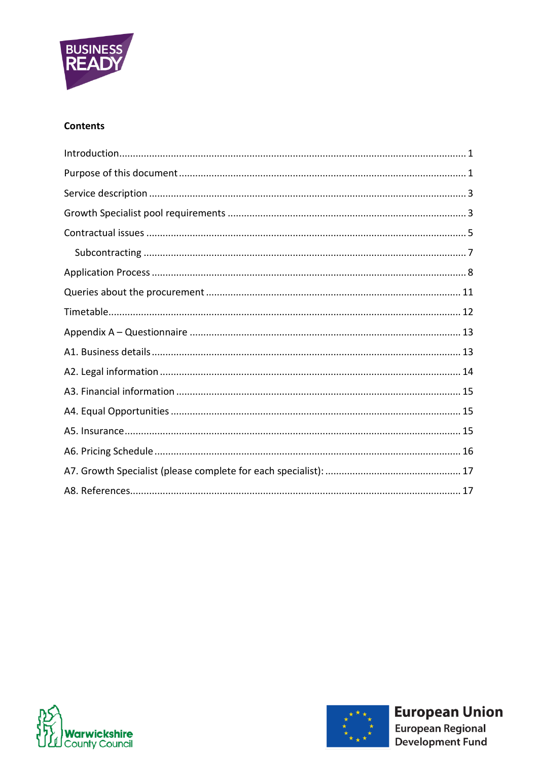**Contents**

Introduction .............................................................................................................................. 1

Purpose of this document ........................................................................................................ 1

Service description .................................................................................................................. 3

Growth Specialist pool requirements ...................................................................................... 3

Contractual issues .................................................................................................................... 5

  Subcontracting ..................................................................................................................... 7

Application Process .................................................................................................................. 8

Queries about the procurement ............................................................................................ 11

Timetable ................................................................................................................................ 12

Appendix A – Questionnaire .................................................................................................. 13

A1. Business details ................................................................................................................ 13

A2. Legal information ............................................................................................................. 14

A3. Financial information ....................................................................................................... 15

A4. Equal Opportunities ......................................................................................................... 15

A5. Insurance .......................................................................................................................... 15

A6. Pricing Schedule ............................................................................................................... 16

A7. Growth Specialist (please complete for each specialist): ................................................. 17

A8. References ........................................................................................................................ 17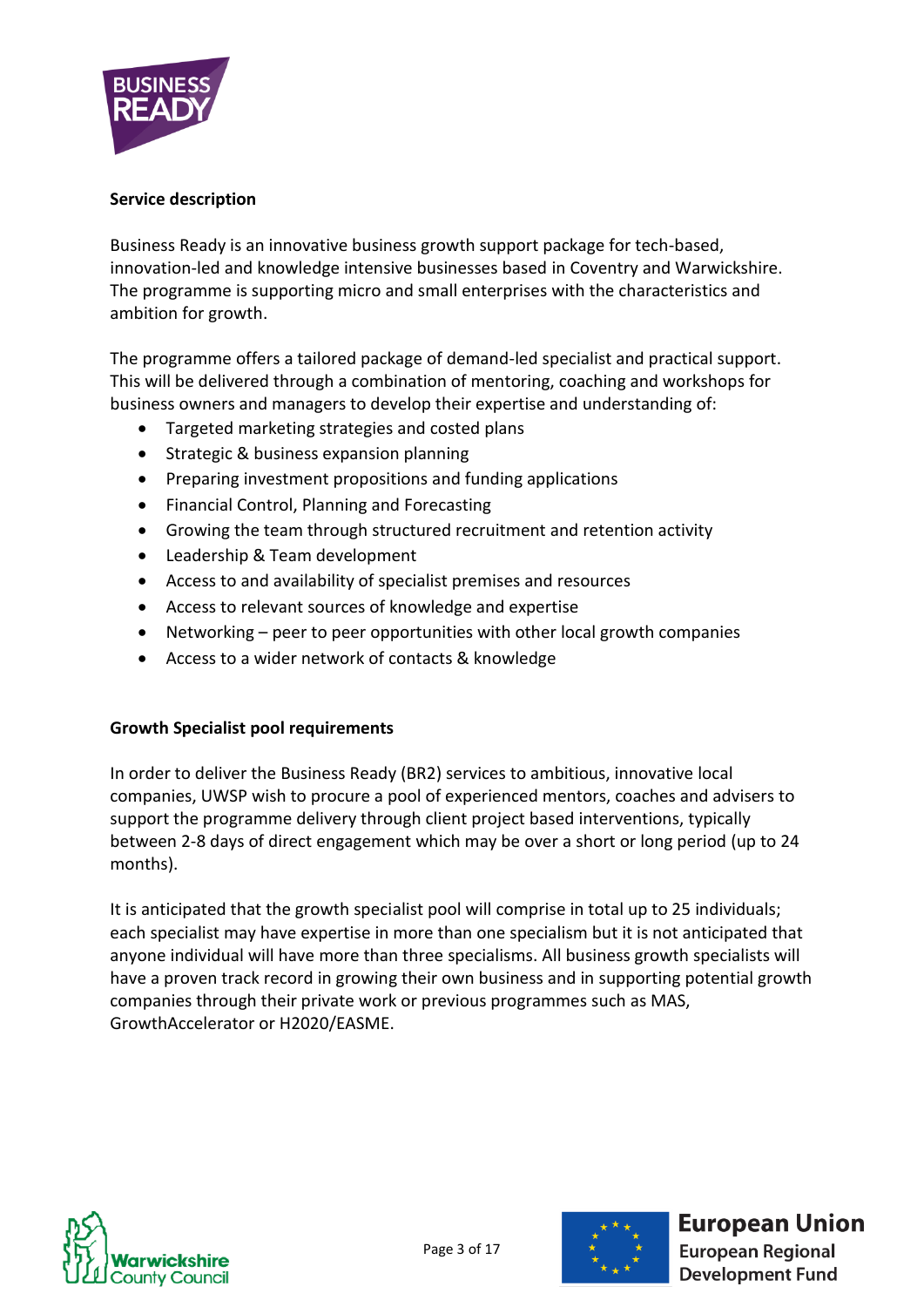## Service description

Business Ready is an innovative business growth support package for tech-based, innovation-led and knowledge intensive businesses based in Coventry and Warwickshire. The programme is supporting micro and small enterprises with the characteristics and ambition for growth.

The programme offers a tailored package of demand-led specialist and practical support. This will be delivered through a combination of mentoring, coaching and workshops for business owners and managers to develop their expertise and understanding of:

- Targeted marketing strategies and costed plans
- Strategic & business expansion planning
- Preparing investment propositions and funding applications
- Financial Control, Planning and Forecasting
- Growing the team through structured recruitment and retention activity
- Leadership & Team development
- Access to and availability of specialist premises and resources
- Access to relevant sources of knowledge and expertise
- Networking – peer to peer opportunities with other local growth companies
- Access to a wider network of contacts & knowledge

## Growth Specialist pool requirements

In order to deliver the Business Ready (BR2) services to ambitious, innovative local companies, UWSP wish to procure a pool of experienced mentors, coaches and advisers to support the programme delivery through client project based interventions, typically between 2-8 days of direct engagement which may be over a short or long period (up to 24 months).

It is anticipated that the growth specialist pool will comprise in total up to 25 individuals; each specialist may have expertise in more than one specialism but it is not anticipated that anyone individual will have more than three specialisms. All business growth specialists will have a proven track record in growing their own business and in supporting potential growth companies through their private work or previous programmes such as MAS, GrowthAccelerator or H2020/EASME.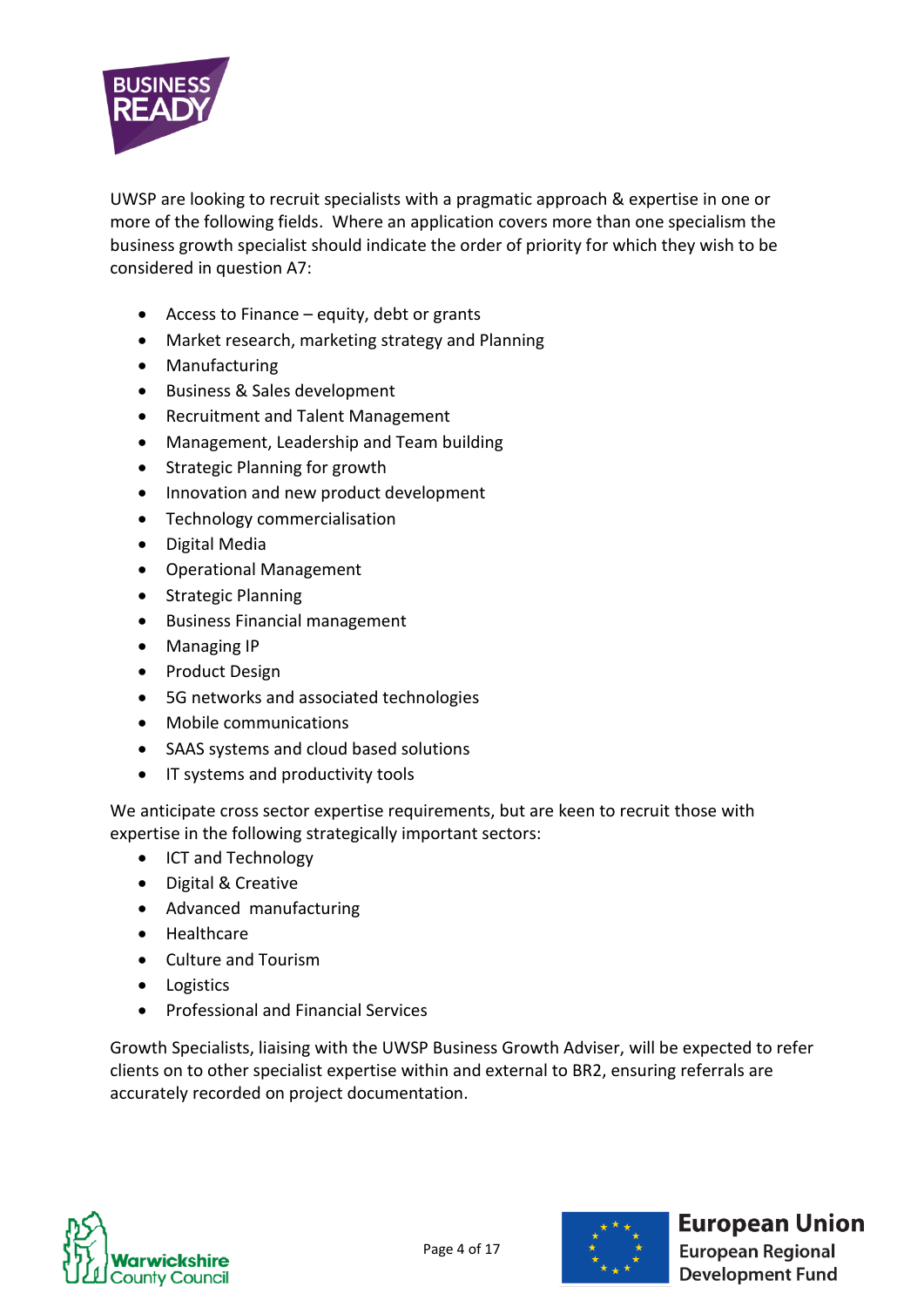UWSP are looking to recruit specialists with a pragmatic approach & expertise in one or more of the following fields. Where an application covers more than one specialism the business growth specialist should indicate the order of priority for which they wish to be considered in question A7:

- Access to Finance – equity, debt or grants
- Market research, marketing strategy and Planning
- Manufacturing
- Business & Sales development
- Recruitment and Talent Management
- Management, Leadership and Team building
- Strategic Planning for growth
- Innovation and new product development
- Technology commercialisation
- Digital Media
- Operational Management
- Strategic Planning
- Business Financial management
- Managing IP
- Product Design
- 5G networks and associated technologies
- Mobile communications
- SAAS systems and cloud based solutions
- IT systems and productivity tools

We anticipate cross sector expertise requirements, but are keen to recruit those with expertise in the following strategically important sectors:

- ICT and Technology
- Digital & Creative
- Advanced manufacturing
- Healthcare
- Culture and Tourism
- Logistics
- Professional and Financial Services

Growth Specialists, liaising with the UWSP Business Growth Adviser, will be expected to refer clients on to other specialist expertise within and external to BR2, ensuring referrals are accurately recorded on project documentation.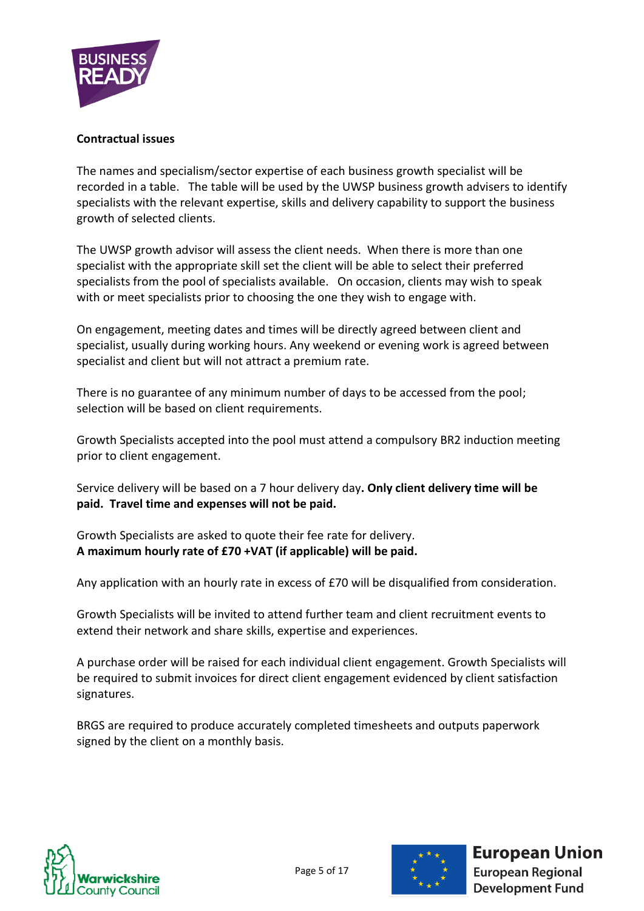**Contractual issues**

The names and specialism/sector expertise of each business growth specialist will be recorded in a table. The table will be used by the UWSP business growth advisers to identify specialists with the relevant expertise, skills and delivery capability to support the business growth of selected clients.

The UWSP growth advisor will assess the client needs. When there is more than one specialist with the appropriate skill set the client will be able to select their preferred specialists from the pool of specialists available. On occasion, clients may wish to speak with or meet specialists prior to choosing the one they wish to engage with.

On engagement, meeting dates and times will be directly agreed between client and specialist, usually during working hours. Any weekend or evening work is agreed between specialist and client but will not attract a premium rate.

There is no guarantee of any minimum number of days to be accessed from the pool; selection will be based on client requirements.

Growth Specialists accepted into the pool must attend a compulsory BR2 induction meeting prior to client engagement.

Service delivery will be based on a 7 hour delivery day**. Only client delivery time will be paid. Travel time and expenses will not be paid.**

Growth Specialists are asked to quote their fee rate for delivery.
**A maximum hourly rate of £70 +VAT (if applicable) will be paid.**

Any application with an hourly rate in excess of £70 will be disqualified from consideration.

Growth Specialists will be invited to attend further team and client recruitment events to extend their network and share skills, expertise and experiences.

A purchase order will be raised for each individual client engagement. Growth Specialists will be required to submit invoices for direct client engagement evidenced by client satisfaction signatures.

BRGS are required to produce accurately completed timesheets and outputs paperwork signed by the client on a monthly basis.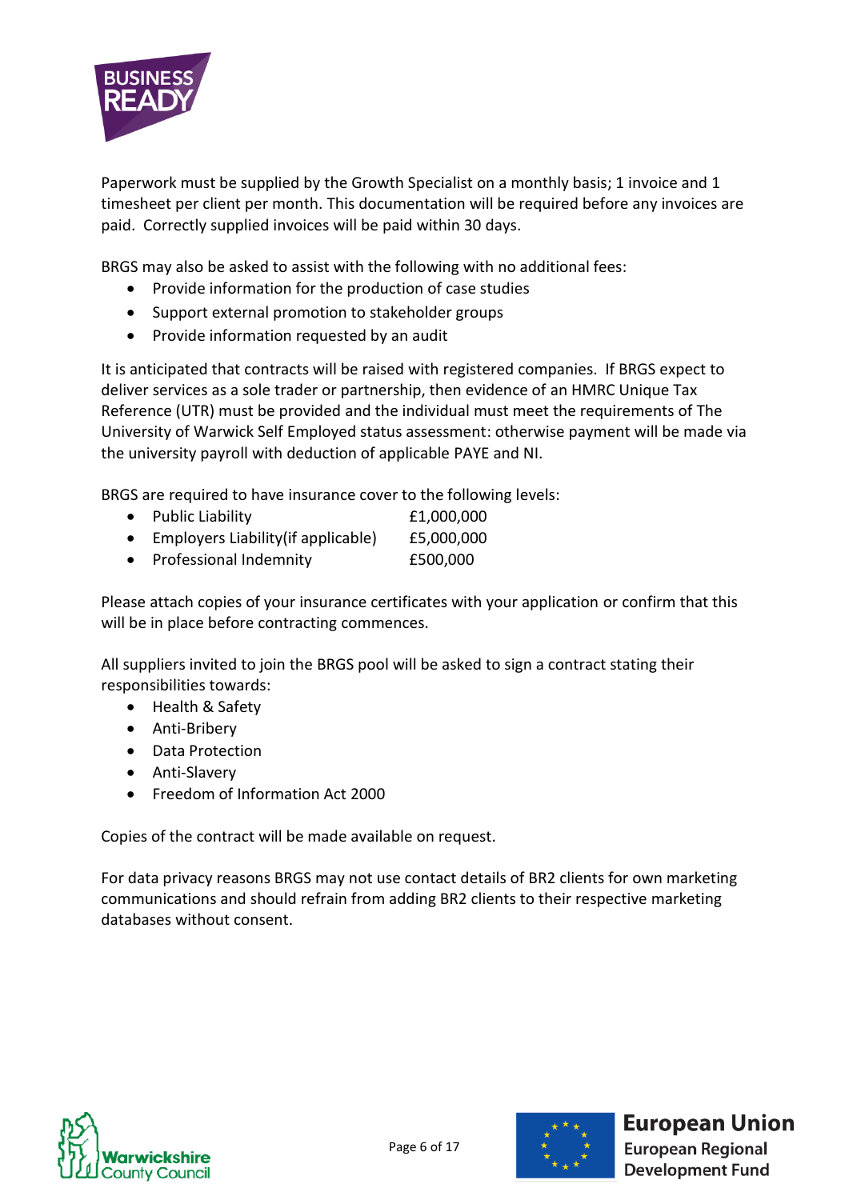Paperwork must be supplied by the Growth Specialist on a monthly basis; 1 invoice and 1 timesheet per client per month. This documentation will be required before any invoices are paid. Correctly supplied invoices will be paid within 30 days.

BRGS may also be asked to assist with the following with no additional fees:

- Provide information for the production of case studies
- Support external promotion to stakeholder groups
- Provide information requested by an audit

It is anticipated that contracts will be raised with registered companies. If BRGS expect to deliver services as a sole trader or partnership, then evidence of an HMRC Unique Tax Reference (UTR) must be provided and the individual must meet the requirements of The University of Warwick Self Employed status assessment: otherwise payment will be made via the university payroll with deduction of applicable PAYE and NI.

BRGS are required to have insurance cover to the following levels:

- Public Liability £1,000,000
- Employers Liability(if applicable) £5,000,000
- Professional Indemnity £500,000

Please attach copies of your insurance certificates with your application or confirm that this will be in place before contracting commences.

All suppliers invited to join the BRGS pool will be asked to sign a contract stating their responsibilities towards:

- Health & Safety
- Anti-Bribery
- Data Protection
- Anti-Slavery
- Freedom of Information Act 2000

Copies of the contract will be made available on request.

For data privacy reasons BRGS may not use contact details of BR2 clients for own marketing communications and should refrain from adding BR2 clients to their respective marketing databases without consent.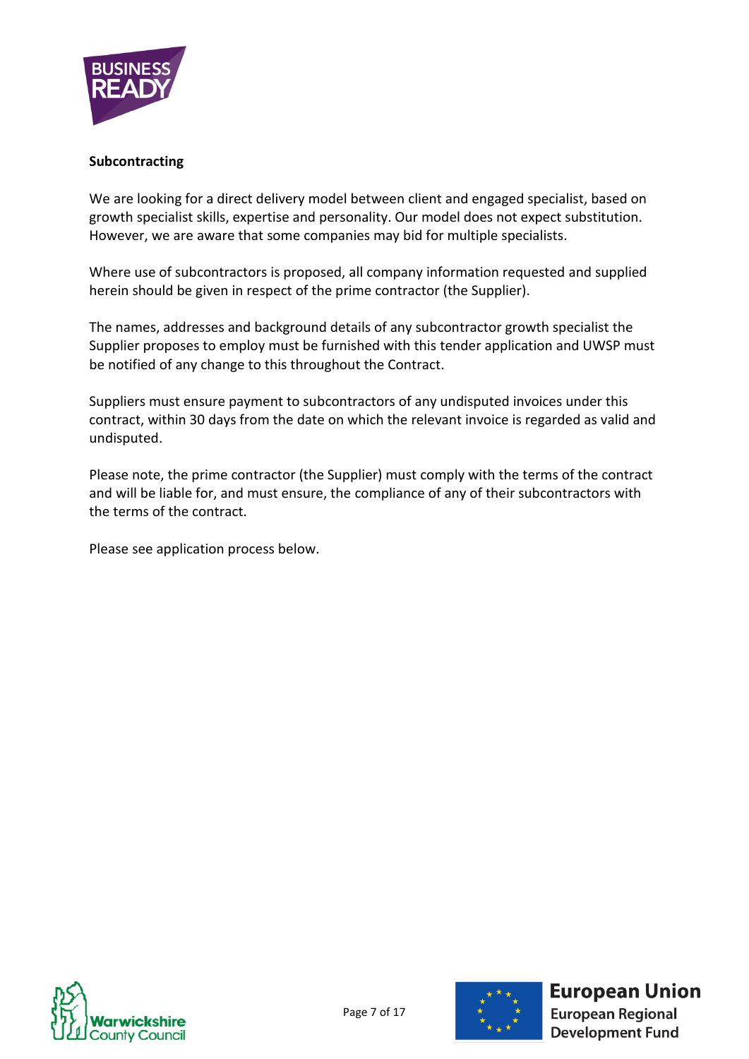**Subcontracting**

We are looking for a direct delivery model between client and engaged specialist, based on growth specialist skills, expertise and personality. Our model does not expect substitution. However, we are aware that some companies may bid for multiple specialists.

Where use of subcontractors is proposed, all company information requested and supplied herein should be given in respect of the prime contractor (the Supplier).

The names, addresses and background details of any subcontractor growth specialist the Supplier proposes to employ must be furnished with this tender application and UWSP must be notified of any change to this throughout the Contract.

Suppliers must ensure payment to subcontractors of any undisputed invoices under this contract, within 30 days from the date on which the relevant invoice is regarded as valid and undisputed.

Please note, the prime contractor (the Supplier) must comply with the terms of the contract and will be liable for, and must ensure, the compliance of any of their subcontractors with the terms of the contract.

Please see application process below.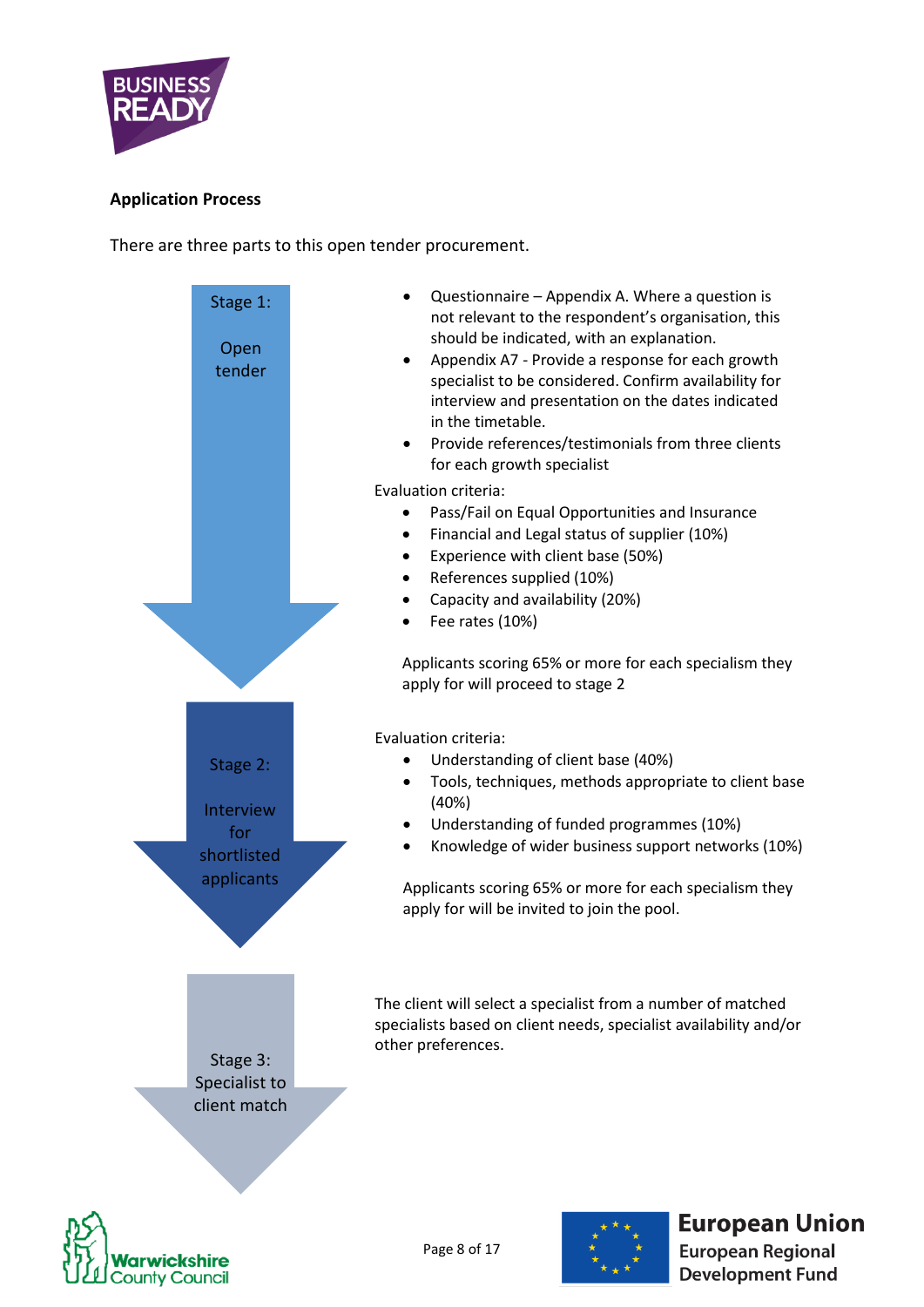## Application Process

There are three parts to this open tender procurement.

### Stage 1: Open tender

- Questionnaire – Appendix A. Where a question is not relevant to the respondent's organisation, this should be indicated, with an explanation.
- Appendix A7 - Provide a response for each growth specialist to be considered. Confirm availability for interview and presentation on the dates indicated in the timetable.
- Provide references/testimonials from three clients for each growth specialist

Evaluation criteria:

- Pass/Fail on Equal Opportunities and Insurance
- Financial and Legal status of supplier (10%)
- Experience with client base (50%)
- References supplied (10%)
- Capacity and availability (20%)
- Fee rates (10%)

Applicants scoring 65% or more for each specialism they apply for will proceed to stage 2

### Stage 2: Interview for shortlisted applicants

Evaluation criteria:

- Understanding of client base (40%)
- Tools, techniques, methods appropriate to client base (40%)
- Understanding of funded programmes (10%)
- Knowledge of wider business support networks (10%)

Applicants scoring 65% or more for each specialism they apply for will be invited to join the pool.

### Stage 3: Specialist to client match

The client will select a specialist from a number of matched specialists based on client needs, specialist availability and/or other preferences.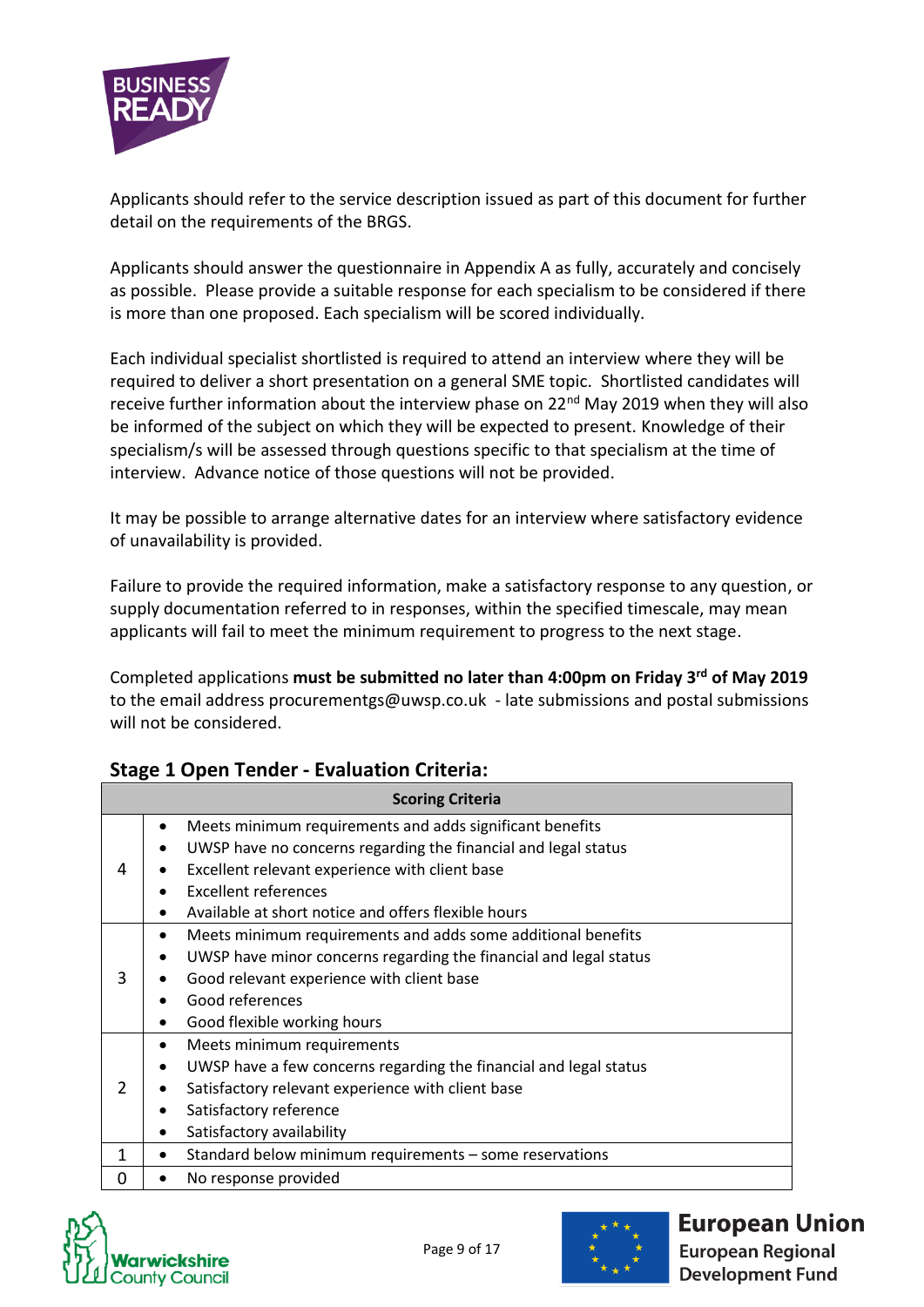Applicants should refer to the service description issued as part of this document for further detail on the requirements of the BRGS.

Applicants should answer the questionnaire in Appendix A as fully, accurately and concisely as possible. Please provide a suitable response for each specialism to be considered if there is more than one proposed. Each specialism will be scored individually.

Each individual specialist shortlisted is required to attend an interview where they will be required to deliver a short presentation on a general SME topic. Shortlisted candidates will receive further information about the interview phase on 22nd May 2019 when they will also be informed of the subject on which they will be expected to present. Knowledge of their specialism/s will be assessed through questions specific to that specialism at the time of interview. Advance notice of those questions will not be provided.

It may be possible to arrange alternative dates for an interview where satisfactory evidence of unavailability is provided.

Failure to provide the required information, make a satisfactory response to any question, or supply documentation referred to in responses, within the specified timescale, may mean applicants will fail to meet the minimum requirement to progress to the next stage.

Completed applications **must be submitted no later than 4:00pm on Friday 3rd of May 2019** to the email address procurementgs@uwsp.co.uk - late submissions and postal submissions will not be considered.

## Stage 1 Open Tender - Evaluation Criteria:

| Scoring Criteria | |
|---|---|
| 4 | • Meets minimum requirements and adds significant benefits<br>• UWSP have no concerns regarding the financial and legal status<br>• Excellent relevant experience with client base<br>• Excellent references<br>• Available at short notice and offers flexible hours |
| 3 | • Meets minimum requirements and adds some additional benefits<br>• UWSP have minor concerns regarding the financial and legal status<br>• Good relevant experience with client base<br>• Good references<br>• Good flexible working hours |
| 2 | • Meets minimum requirements<br>• UWSP have a few concerns regarding the financial and legal status<br>• Satisfactory relevant experience with client base<br>• Satisfactory reference<br>• Satisfactory availability |
| 1 | • Standard below minimum requirements – some reservations |
| 0 | • No response provided |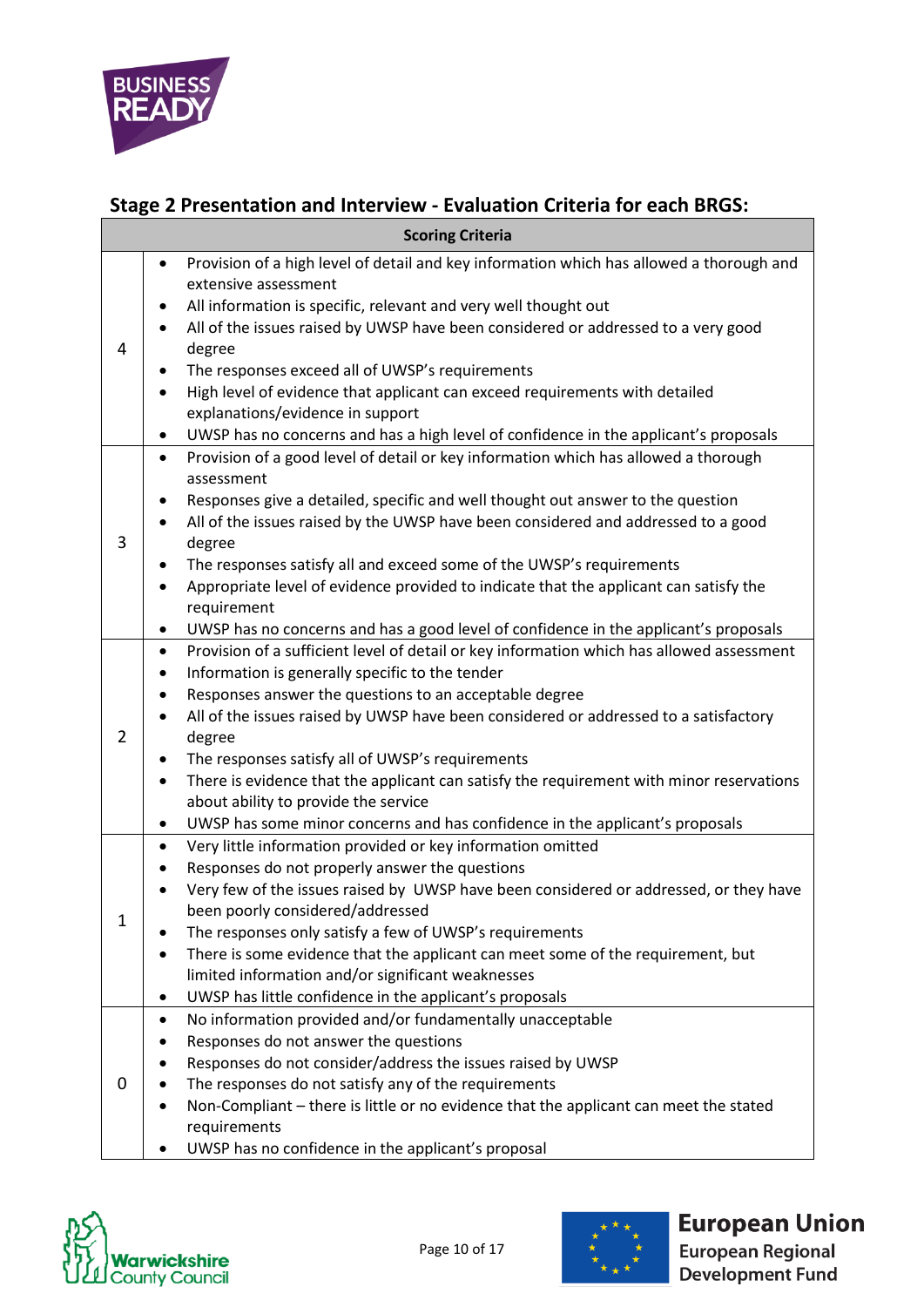## Stage 2 Presentation and Interview - Evaluation Criteria for each BRGS:

| Scoring Criteria | |
|---|---|
| 4 | • Provision of a high level of detail and key information which has allowed a thorough and extensive assessment<br>• All information is specific, relevant and very well thought out<br>• All of the issues raised by UWSP have been considered or addressed to a very good degree<br>• The responses exceed all of UWSP's requirements<br>• High level of evidence that applicant can exceed requirements with detailed explanations/evidence in support<br>• UWSP has no concerns and has a high level of confidence in the applicant's proposals |
| 3 | • Provision of a good level of detail or key information which has allowed a thorough assessment<br>• Responses give a detailed, specific and well thought out answer to the question<br>• All of the issues raised by the UWSP have been considered and addressed to a good degree<br>• The responses satisfy all and exceed some of the UWSP's requirements<br>• Appropriate level of evidence provided to indicate that the applicant can satisfy the requirement<br>• UWSP has no concerns and has a good level of confidence in the applicant's proposals |
| 2 | • Provision of a sufficient level of detail or key information which has allowed assessment<br>• Information is generally specific to the tender<br>• Responses answer the questions to an acceptable degree<br>• All of the issues raised by UWSP have been considered or addressed to a satisfactory degree<br>• The responses satisfy all of UWSP's requirements<br>• There is evidence that the applicant can satisfy the requirement with minor reservations about ability to provide the service<br>• UWSP has some minor concerns and has confidence in the applicant's proposals |
| 1 | • Very little information provided or key information omitted<br>• Responses do not properly answer the questions<br>• Very few of the issues raised by UWSP have been considered or addressed, or they have been poorly considered/addressed<br>• The responses only satisfy a few of UWSP's requirements<br>• There is some evidence that the applicant can meet some of the requirement, but limited information and/or significant weaknesses<br>• UWSP has little confidence in the applicant's proposals |
| 0 | • No information provided and/or fundamentally unacceptable<br>• Responses do not answer the questions<br>• Responses do not consider/address the issues raised by UWSP<br>• The responses do not satisfy any of the requirements<br>• Non-Compliant – there is little or no evidence that the applicant can meet the stated requirements<br>• UWSP has no confidence in the applicant's proposal |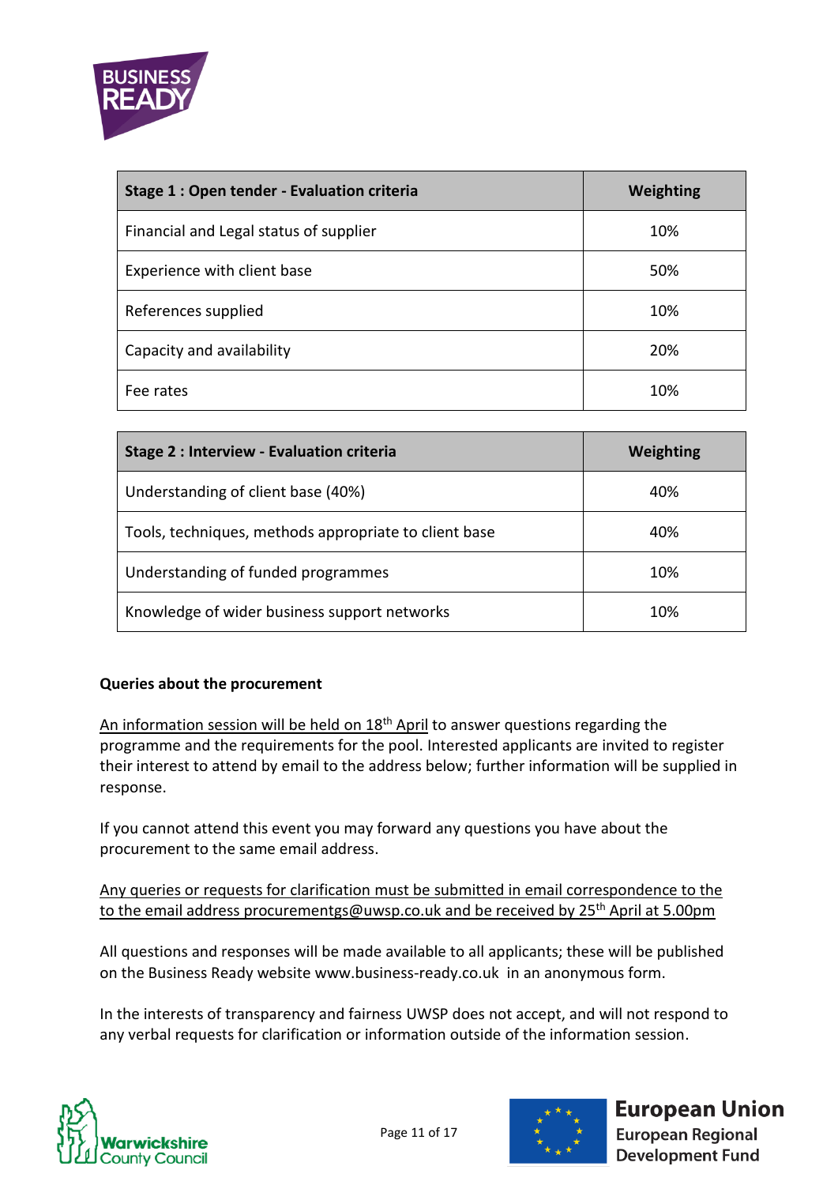| Stage 1 : Open tender - Evaluation criteria | Weighting |
|---|---|
| Financial and Legal status of supplier | 10% |
| Experience with client base | 50% |
| References supplied | 10% |
| Capacity and availability | 20% |
| Fee rates | 10% |

| Stage 2 : Interview - Evaluation criteria | Weighting |
|---|---|
| Understanding of client base (40%) | 40% |
| Tools, techniques, methods appropriate to client base | 40% |
| Understanding of funded programmes | 10% |
| Knowledge of wider business support networks | 10% |

**Queries about the procurement**

An information session will be held on 18th April to answer questions regarding the programme and the requirements for the pool. Interested applicants are invited to register their interest to attend by email to the address below; further information will be supplied in response.

If you cannot attend this event you may forward any questions you have about the procurement to the same email address.

Any queries or requests for clarification must be submitted in email correspondence to the to the email address procurementgs@uwsp.co.uk and be received by 25th April at 5.00pm

All questions and responses will be made available to all applicants; these will be published on the Business Ready website www.business-ready.co.uk in an anonymous form.

In the interests of transparency and fairness UWSP does not accept, and will not respond to any verbal requests for clarification or information outside of the information session.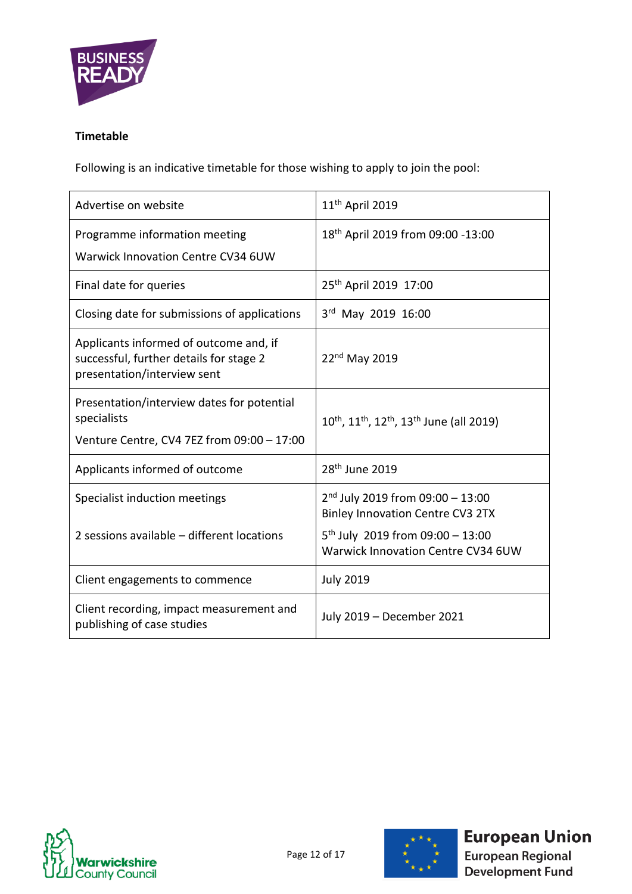**Timetable**

Following is an indicative timetable for those wishing to apply to join the pool:

| | |
|---|---|
| Advertise on website | 11th April 2019 |
| Programme information meeting<br>Warwick Innovation Centre CV34 6UW | 18th April 2019 from 09:00 -13:00 |
| Final date for queries | 25th April 2019 17:00 |
| Closing date for submissions of applications | 3rd May 2019 16:00 |
| Applicants informed of outcome and, if successful, further details for stage 2 presentation/interview sent | 22nd May 2019 |
| Presentation/interview dates for potential specialists<br>Venture Centre, CV4 7EZ from 09:00 – 17:00 | 10th, 11th, 12th, 13th June (all 2019) |
| Applicants informed of outcome | 28th June 2019 |
| Specialist induction meetings<br><br>2 sessions available – different locations | 2nd July 2019 from 09:00 – 13:00 Binley Innovation Centre CV3 2TX<br>5th July 2019 from 09:00 – 13:00 Warwick Innovation Centre CV34 6UW |
| Client engagements to commence | July 2019 |
| Client recording, impact measurement and publishing of case studies | July 2019 – December 2021 |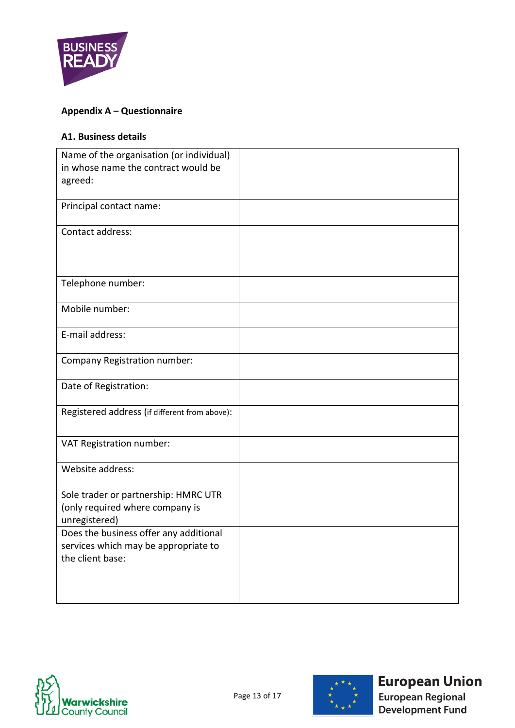## Appendix A – Questionnaire

### A1. Business details

| Name of the organisation (or individual) in whose name the contract would be agreed: | |
|---|---|
| Principal contact name: | |
| Contact address: | |
| Telephone number: | |
| Mobile number: | |
| E-mail address: | |
| Company Registration number: | |
| Date of Registration: | |
| Registered address (if different from above): | |
| VAT Registration number: | |
| Website address: | |
| Sole trader or partnership: HMRC UTR (only required where company is unregistered) | |
| Does the business offer any additional services which may be appropriate to the client base: | |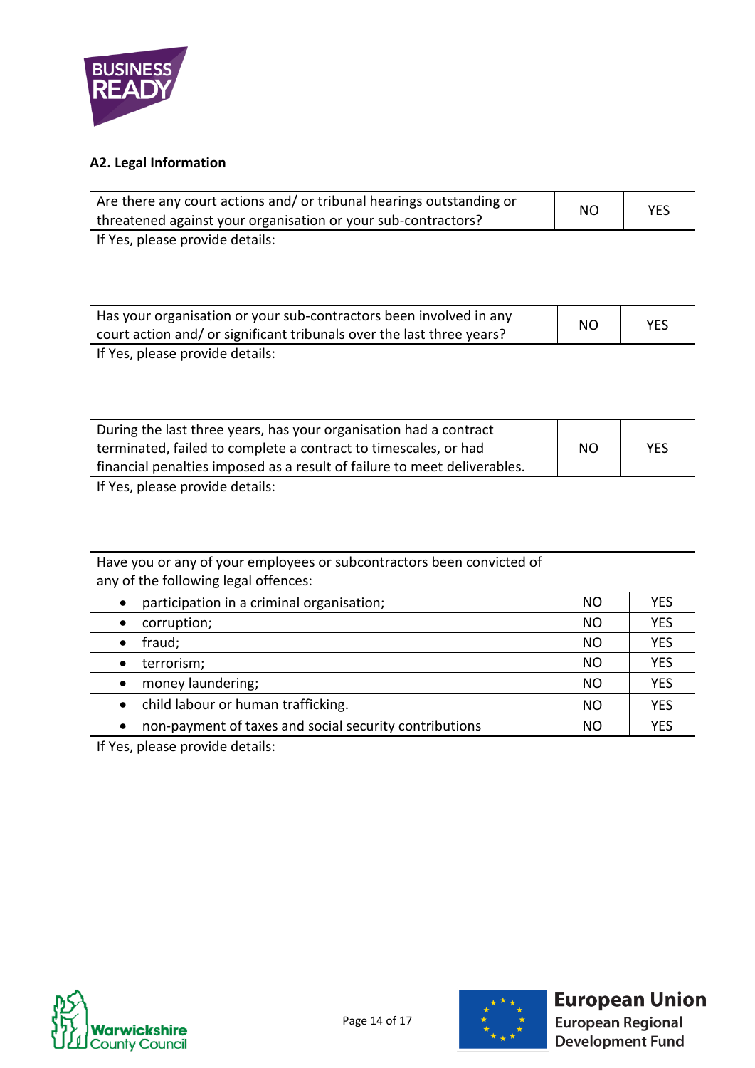**A2. Legal Information**

| Are there any court actions and/ or tribunal hearings outstanding or threatened against your organisation or your sub-contractors? | NO | YES |
|---|---|---|
| If Yes, please provide details: | | |
| Has your organisation or your sub-contractors been involved in any court action and/ or significant tribunals over the last three years? | NO | YES |
| If Yes, please provide details: | | |
| During the last three years, has your organisation had a contract terminated, failed to complete a contract to timescales, or had financial penalties imposed as a result of failure to meet deliverables. | NO | YES |
| If Yes, please provide details: | | |
| Have you or any of your employees or subcontractors been convicted of any of the following legal offences: | | |
| • participation in a criminal organisation; | NO | YES |
| • corruption; | NO | YES |
| • fraud; | NO | YES |
| • terrorism; | NO | YES |
| • money laundering; | NO | YES |
| • child labour or human trafficking. | NO | YES |
| • non-payment of taxes and social security contributions | NO | YES |
| If Yes, please provide details: | | |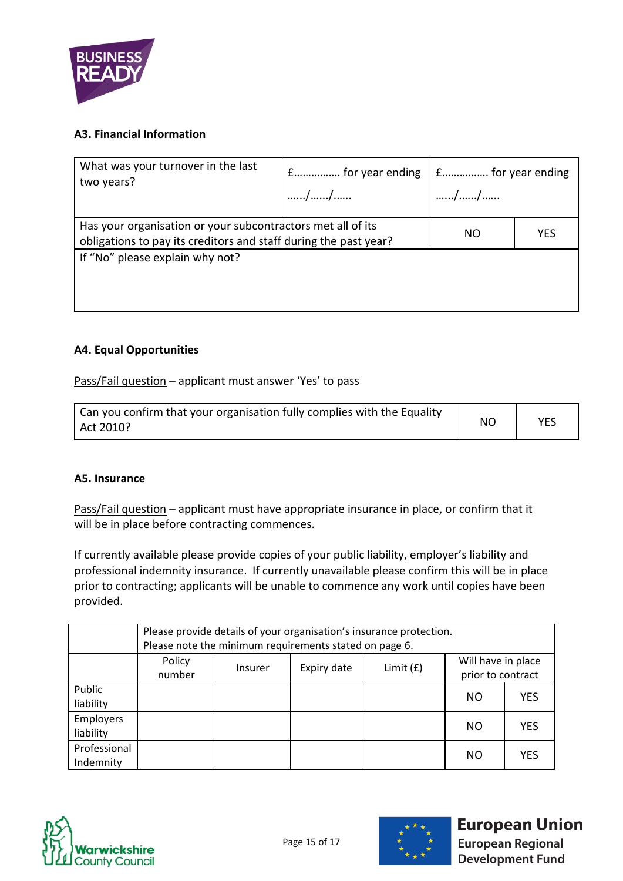### A3. Financial Information

| What was your turnover in the last two years? | £……………. for year ending ……/……/…… | £……………. for year ending ……/……/…… | |
|---|---|---|---|
| Has your organisation or your subcontractors met all of its obligations to pay its creditors and staff during the past year? | | NO | YES |
| If "No" please explain why not? | | | |

### A4. Equal Opportunities

Pass/Fail question – applicant must answer 'Yes' to pass

| Can you confirm that your organisation fully complies with the Equality Act 2010? | NO | YES |
|---|---|---|

### A5. Insurance

Pass/Fail question – applicant must have appropriate insurance in place, or confirm that it will be in place before contracting commences.

If currently available please provide copies of your public liability, employer's liability and professional indemnity insurance. If currently unavailable please confirm this will be in place prior to contracting; applicants will be unable to commence any work until copies have been provided.

| | Please provide details of your organisation's insurance protection. Please note the minimum requirements stated on page 6. | | | | | |
|---|---|---|---|---|---|---|
| | Policy number | Insurer | Expiry date | Limit (£) | Will have in place prior to contract | |
| Public liability | | | | | NO | YES |
| Employers liability | | | | | NO | YES |
| Professional Indemnity | | | | | NO | YES |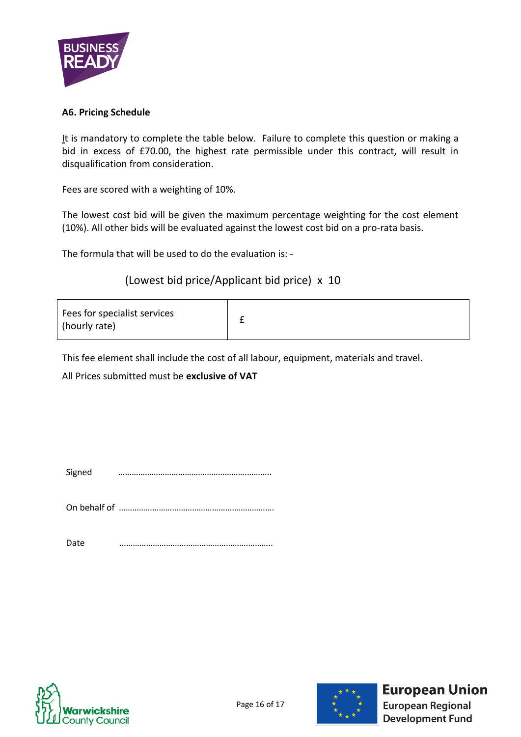### A6. Pricing Schedule

It is mandatory to complete the table below. Failure to complete this question or making a bid in excess of £70.00, the highest rate permissible under this contract, will result in disqualification from consideration.

Fees are scored with a weighting of 10%.

The lowest cost bid will be given the maximum percentage weighting for the cost element (10%). All other bids will be evaluated against the lowest cost bid on a pro-rata basis.

The formula that will be used to do the evaluation is: -

$$(\text{Lowest bid price}/\text{Applicant bid price}) \times 10$$

| Fees for specialist services (hourly rate) | £ |
|---|---|

This fee element shall include the cost of all labour, equipment, materials and travel.

All Prices submitted must be **exclusive of VAT**

Signed ……………………………………………………………..

On behalf of ……………………………………………………………..

Date ……………………………………………………………..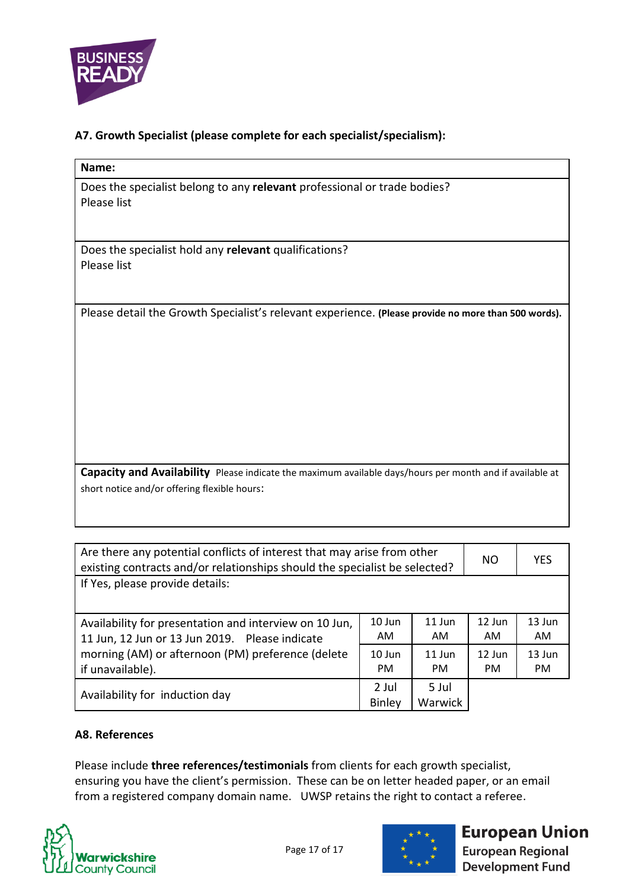### A7. Growth Specialist (please complete for each specialist/specialism):

| |
|---|
| **Name:** |
| Does the specialist belong to any **relevant** professional or trade bodies? Please list |
| Does the specialist hold any **relevant** qualifications? Please list |
| Please detail the Growth Specialist's relevant experience. **(Please provide no more than 500 words).** |
| **Capacity and Availability** Please indicate the maximum available days/hours per month and if available at short notice and/or offering flexible hours: |

| | | | | |
|---|---|---|---|---|
| Are there any potential conflicts of interest that may arise from other existing contracts and/or relationships should the specialist be selected? | | | NO | YES |
| If Yes, please provide details: | | | | |
| Availability for presentation and interview on 10 Jun, 11 Jun, 12 Jun or 13 Jun 2019. Please indicate morning (AM) or afternoon (PM) preference (delete if unavailable). | 10 Jun AM | 11 Jun AM | 12 Jun AM | 13 Jun AM |
| | 10 Jun PM | 11 Jun PM | 12 Jun PM | 13 Jun PM |
| Availability for induction day | 2 Jul Binley | 5 Jul Warwick | | |

### A8. References

Please include **three references/testimonials** from clients for each growth specialist, ensuring you have the client's permission. These can be on letter headed paper, or an email from a registered company domain name. UWSP retains the right to contact a referee.